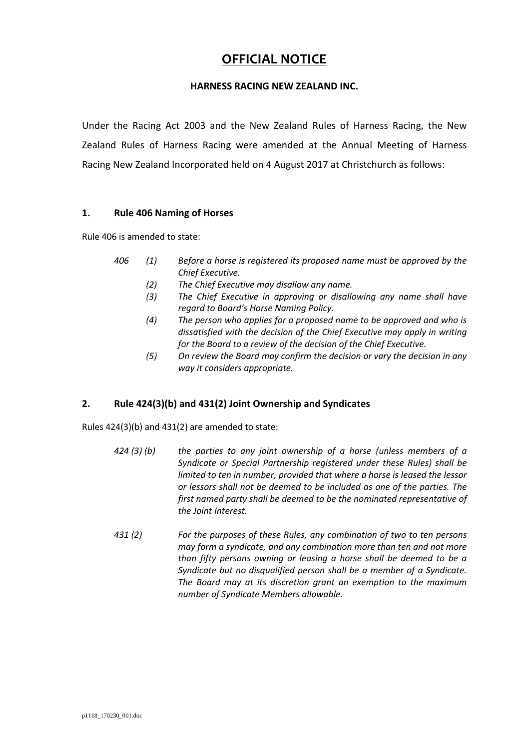# OFFICIAL NOTICE

**HARNESS RACING NEW ZEALAND INC.**

Under the Racing Act 2003 and the New Zealand Rules of Harness Racing, the New Zealand Rules of Harness Racing were amended at the Annual Meeting of Harness Racing New Zealand Incorporated held on 4 August 2017 at Christchurch as follows:

## 1. Rule 406 Naming of Horses

Rule 406 is amended to state:

*406 (1) Before a horse is registered its proposed name must be approved by the Chief Executive.*

*(2) The Chief Executive may disallow any name.*

*(3) The Chief Executive in approving or disallowing any name shall have regard to Board's Horse Naming Policy.*

*(4) The person who applies for a proposed name to be approved and who is dissatisfied with the decision of the Chief Executive may apply in writing for the Board to a review of the decision of the Chief Executive.*

*(5) On review the Board may confirm the decision or vary the decision in any way it considers appropriate.*

## 2. Rule 424(3)(b) and 431(2) Joint Ownership and Syndicates

Rules 424(3)(b) and 431(2) are amended to state:

*424 (3) (b) the parties to any joint ownership of a horse (unless members of a Syndicate or Special Partnership registered under these Rules) shall be limited to ten in number, provided that where a horse is leased the lessor or lessors shall not be deemed to be included as one of the parties. The first named party shall be deemed to be the nominated representative of the Joint Interest.*

*431 (2) For the purposes of these Rules, any combination of two to ten persons may form a syndicate, and any combination more than ten and not more than fifty persons owning or leasing a horse shall be deemed to be a Syndicate but no disqualified person shall be a member of a Syndicate. The Board may at its discretion grant an exemption to the maximum number of Syndicate Members allowable.*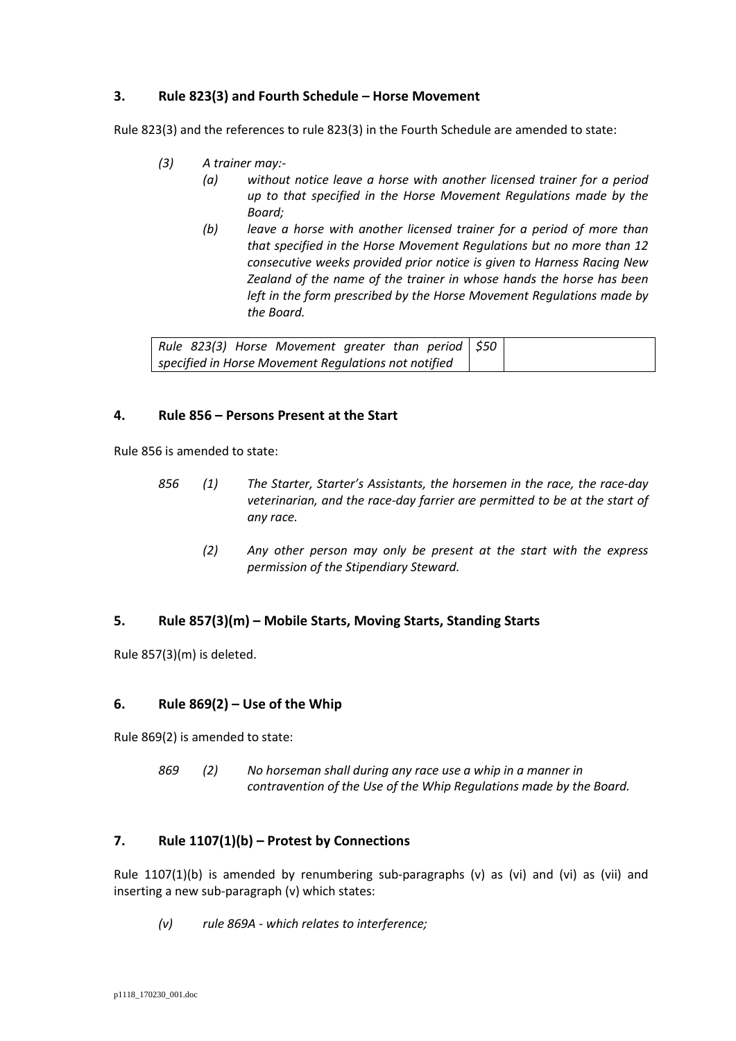### 3. Rule 823(3) and Fourth Schedule – Horse Movement

Rule 823(3) and the references to rule 823(3) in the Fourth Schedule are amended to state:

*(3) A trainer may:-*

*(a) without notice leave a horse with another licensed trainer for a period up to that specified in the Horse Movement Regulations made by the Board;*

*(b) leave a horse with another licensed trainer for a period of more than that specified in the Horse Movement Regulations but no more than 12 consecutive weeks provided prior notice is given to Harness Racing New Zealand of the name of the trainer in whose hands the horse has been left in the form prescribed by the Horse Movement Regulations made by the Board.*

| *Rule 823(3) Horse Movement greater than period specified in Horse Movement Regulations not notified* | *$50* | |
|---|---|---|

### 4. Rule 856 – Persons Present at the Start

Rule 856 is amended to state:

*856 (1) The Starter, Starter's Assistants, the horsemen in the race, the race-day veterinarian, and the race-day farrier are permitted to be at the start of any race.*

*(2) Any other person may only be present at the start with the express permission of the Stipendiary Steward.*

### 5. Rule 857(3)(m) – Mobile Starts, Moving Starts, Standing Starts

Rule 857(3)(m) is deleted.

### 6. Rule 869(2) – Use of the Whip

Rule 869(2) is amended to state:

*869 (2) No horseman shall during any race use a whip in a manner in contravention of the Use of the Whip Regulations made by the Board.*

### 7. Rule 1107(1)(b) – Protest by Connections

Rule 1107(1)(b) is amended by renumbering sub-paragraphs (v) as (vi) and (vi) as (vii) and inserting a new sub-paragraph (v) which states:

*(v) rule 869A - which relates to interference;*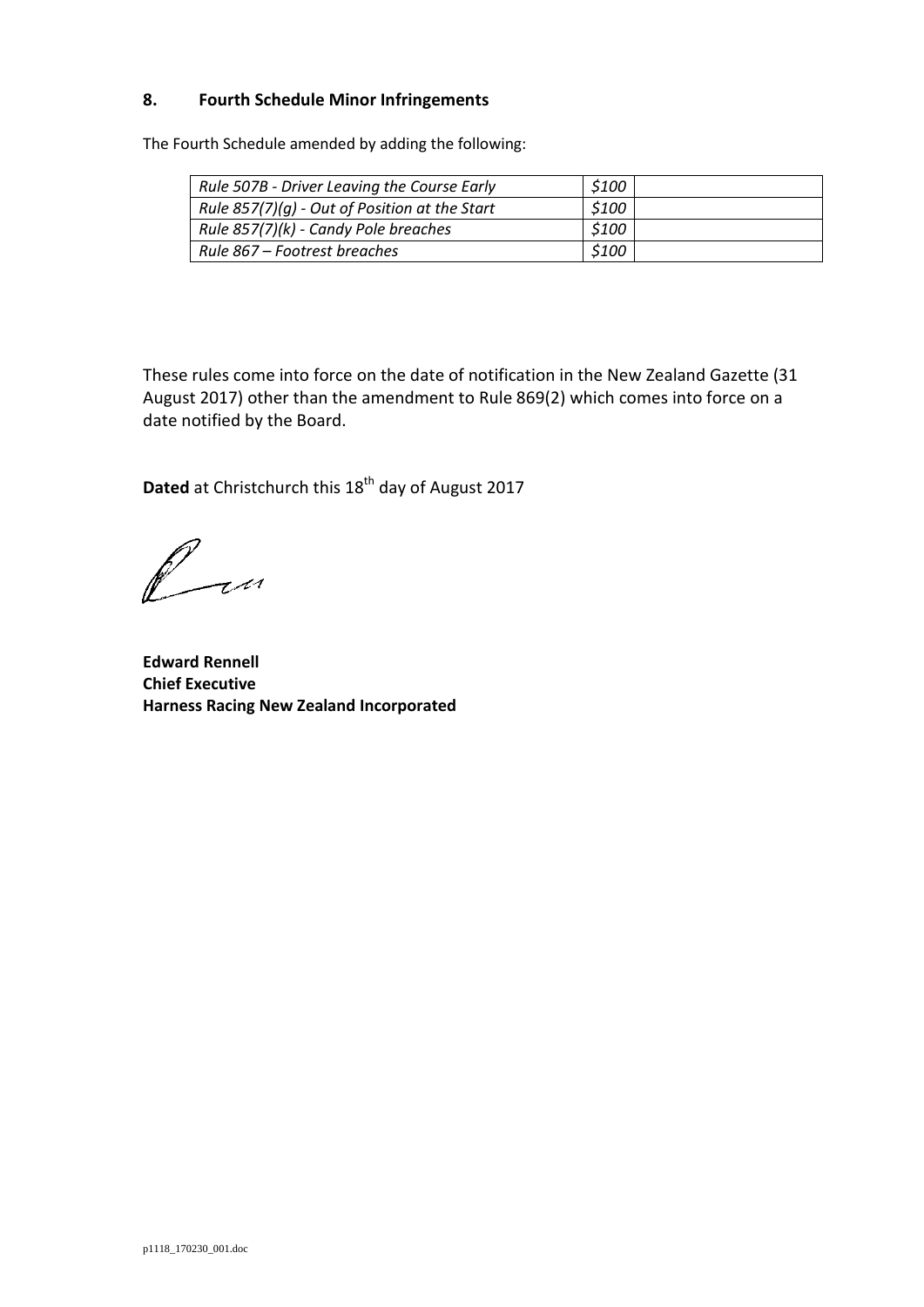## 8. Fourth Schedule Minor Infringements

The Fourth Schedule amended by adding the following:

| | | |
|---|---|---|
| *Rule 507B - Driver Leaving the Course Early* | *$100* | |
| *Rule 857(7)(g) - Out of Position at the Start* | *$100* | |
| *Rule 857(7)(k) - Candy Pole breaches* | *$100* | |
| *Rule 867 – Footrest breaches* | *$100* | |

These rules come into force on the date of notification in the New Zealand Gazette (31 August 2017) other than the amendment to Rule 869(2) which comes into force on a date notified by the Board.

**Dated** at Christchurch this 18th day of August 2017

**Edward Rennell**
**Chief Executive**
**Harness Racing New Zealand Incorporated**

p1118_170230_001.doc